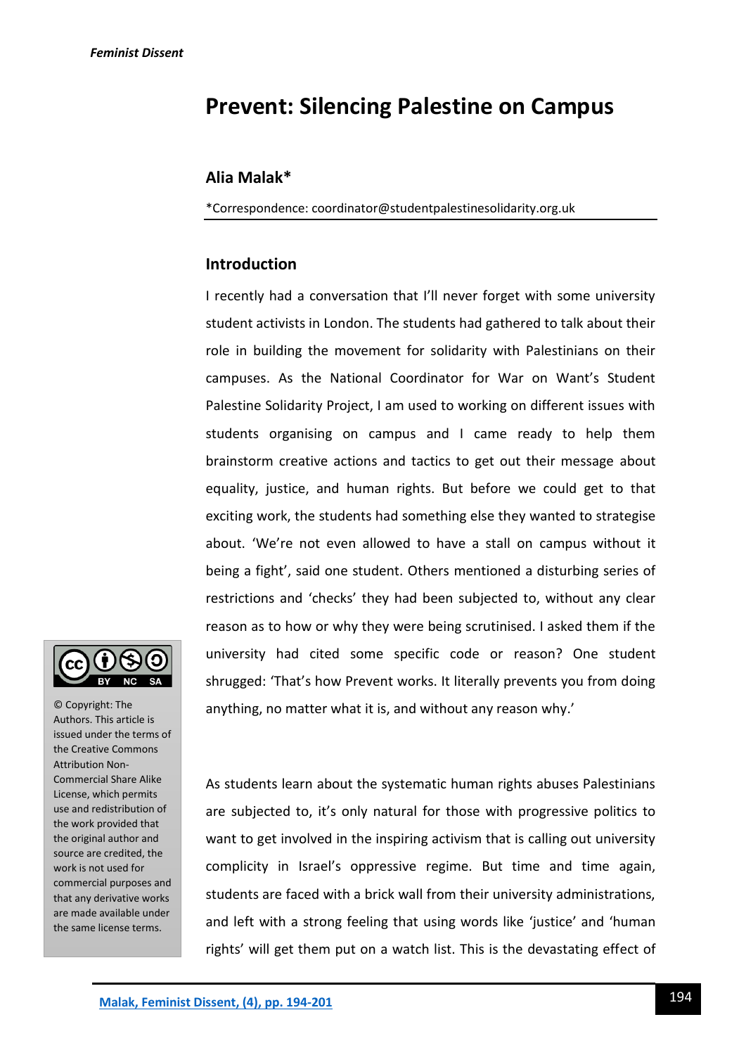# Prevent: Silencing Palestine on Campus

## Alia Malak*

*Correspondence: coordinator@studentpalestinesolidarity.org.uk

### Introduction

I recently had a conversation that I'll never forget with some university student activists in London. The students had gathered to talk about their role in building the movement for solidarity with Palestinians on their campuses. As the National Coordinator for War on Want's Student Palestine Solidarity Project, I am used to working on different issues with students organising on campus and I came ready to help them brainstorm creative actions and tactics to get out their message about equality, justice, and human rights. But before we could get to that exciting work, the students had something else they wanted to strategise about. 'We're not even allowed to have a stall on campus without it being a fight', said one student. Others mentioned a disturbing series of restrictions and 'checks' they had been subjected to, without any clear reason as to how or why they were being scrutinised. I asked them if the university had cited some specific code or reason? One student shrugged: 'That's how Prevent works. It literally prevents you from doing anything, no matter what it is, and without any reason why.'

As students learn about the systematic human rights abuses Palestinians are subjected to, it's only natural for those with progressive politics to want to get involved in the inspiring activism that is calling out university complicity in Israel's oppressive regime. But time and time again, students are faced with a brick wall from their university administrations, and left with a strong feeling that using words like 'justice' and 'human rights' will get them put on a watch list. This is the devastating effect of

© Copyright: The Authors. This article is issued under the terms of the Creative Commons Attribution Non-Commercial Share Alike License, which permits use and redistribution of the work provided that the original author and source are credited, the work is not used for commercial purposes and that any derivative works are made available under the same license terms.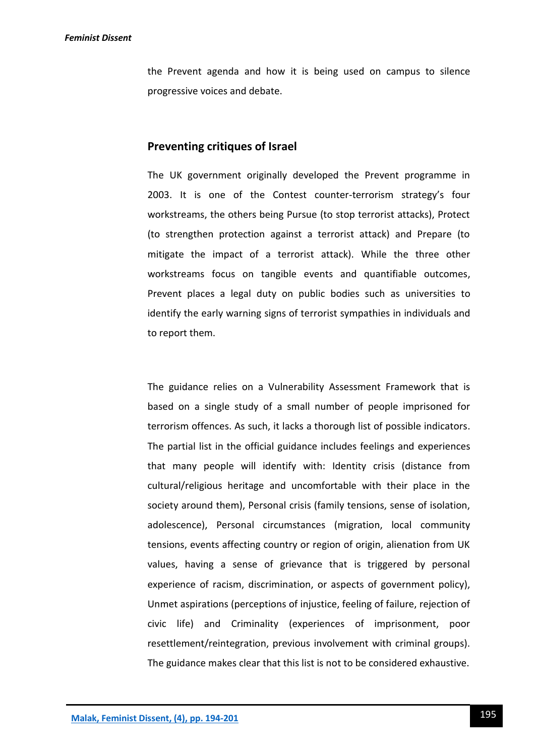the Prevent agenda and how it is being used on campus to silence progressive voices and debate.

## Preventing critiques of Israel

The UK government originally developed the Prevent programme in 2003. It is one of the Contest counter-terrorism strategy's four workstreams, the others being Pursue (to stop terrorist attacks), Protect (to strengthen protection against a terrorist attack) and Prepare (to mitigate the impact of a terrorist attack). While the three other workstreams focus on tangible events and quantifiable outcomes, Prevent places a legal duty on public bodies such as universities to identify the early warning signs of terrorist sympathies in individuals and to report them.

The guidance relies on a Vulnerability Assessment Framework that is based on a single study of a small number of people imprisoned for terrorism offences. As such, it lacks a thorough list of possible indicators. The partial list in the official guidance includes feelings and experiences that many people will identify with: Identity crisis (distance from cultural/religious heritage and uncomfortable with their place in the society around them), Personal crisis (family tensions, sense of isolation, adolescence), Personal circumstances (migration, local community tensions, events affecting country or region of origin, alienation from UK values, having a sense of grievance that is triggered by personal experience of racism, discrimination, or aspects of government policy), Unmet aspirations (perceptions of injustice, feeling of failure, rejection of civic life) and Criminality (experiences of imprisonment, poor resettlement/reintegration, previous involvement with criminal groups). The guidance makes clear that this list is not to be considered exhaustive.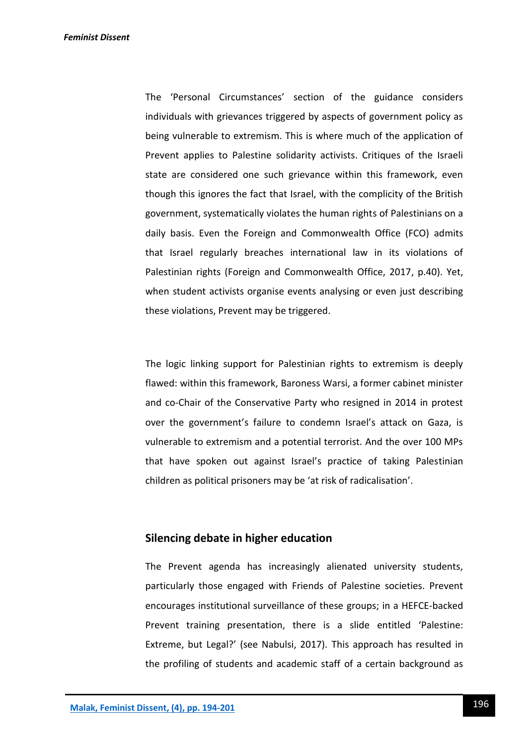The 'Personal Circumstances' section of the guidance considers individuals with grievances triggered by aspects of government policy as being vulnerable to extremism. This is where much of the application of Prevent applies to Palestine solidarity activists. Critiques of the Israeli state are considered one such grievance within this framework, even though this ignores the fact that Israel, with the complicity of the British government, systematically violates the human rights of Palestinians on a daily basis. Even the Foreign and Commonwealth Office (FCO) admits that Israel regularly breaches international law in its violations of Palestinian rights (Foreign and Commonwealth Office, 2017, p.40). Yet, when student activists organise events analysing or even just describing these violations, Prevent may be triggered.

The logic linking support for Palestinian rights to extremism is deeply flawed: within this framework, Baroness Warsi, a former cabinet minister and co-Chair of the Conservative Party who resigned in 2014 in protest over the government's failure to condemn Israel's attack on Gaza, is vulnerable to extremism and a potential terrorist. And the over 100 MPs that have spoken out against Israel's practice of taking Palestinian children as political prisoners may be 'at risk of radicalisation'.

## Silencing debate in higher education

The Prevent agenda has increasingly alienated university students, particularly those engaged with Friends of Palestine societies. Prevent encourages institutional surveillance of these groups; in a HEFCE-backed Prevent training presentation, there is a slide entitled 'Palestine: Extreme, but Legal?' (see Nabulsi, 2017). This approach has resulted in the profiling of students and academic staff of a certain background as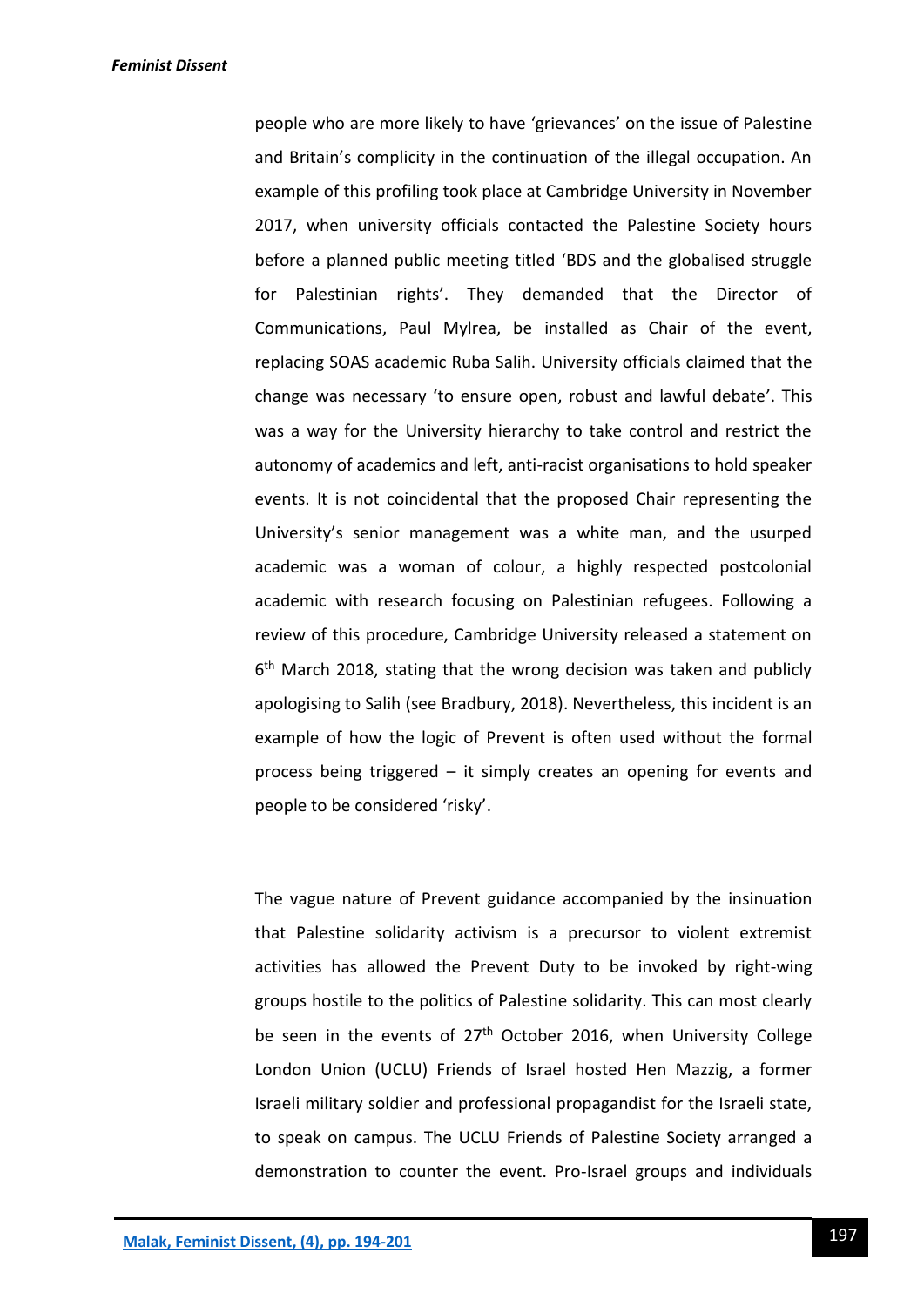people who are more likely to have 'grievances' on the issue of Palestine and Britain's complicity in the continuation of the illegal occupation. An example of this profiling took place at Cambridge University in November 2017, when university officials contacted the Palestine Society hours before a planned public meeting titled 'BDS and the globalised struggle for Palestinian rights'. They demanded that the Director of Communications, Paul Mylrea, be installed as Chair of the event, replacing SOAS academic Ruba Salih. University officials claimed that the change was necessary 'to ensure open, robust and lawful debate'. This was a way for the University hierarchy to take control and restrict the autonomy of academics and left, anti-racist organisations to hold speaker events. It is not coincidental that the proposed Chair representing the University's senior management was a white man, and the usurped academic was a woman of colour, a highly respected postcolonial academic with research focusing on Palestinian refugees. Following a review of this procedure, Cambridge University released a statement on 6th March 2018, stating that the wrong decision was taken and publicly apologising to Salih (see Bradbury, 2018). Nevertheless, this incident is an example of how the logic of Prevent is often used without the formal process being triggered – it simply creates an opening for events and people to be considered 'risky'.

The vague nature of Prevent guidance accompanied by the insinuation that Palestine solidarity activism is a precursor to violent extremist activities has allowed the Prevent Duty to be invoked by right-wing groups hostile to the politics of Palestine solidarity. This can most clearly be seen in the events of 27th October 2016, when University College London Union (UCLU) Friends of Israel hosted Hen Mazzig, a former Israeli military soldier and professional propagandist for the Israeli state, to speak on campus. The UCLU Friends of Palestine Society arranged a demonstration to counter the event. Pro-Israel groups and individuals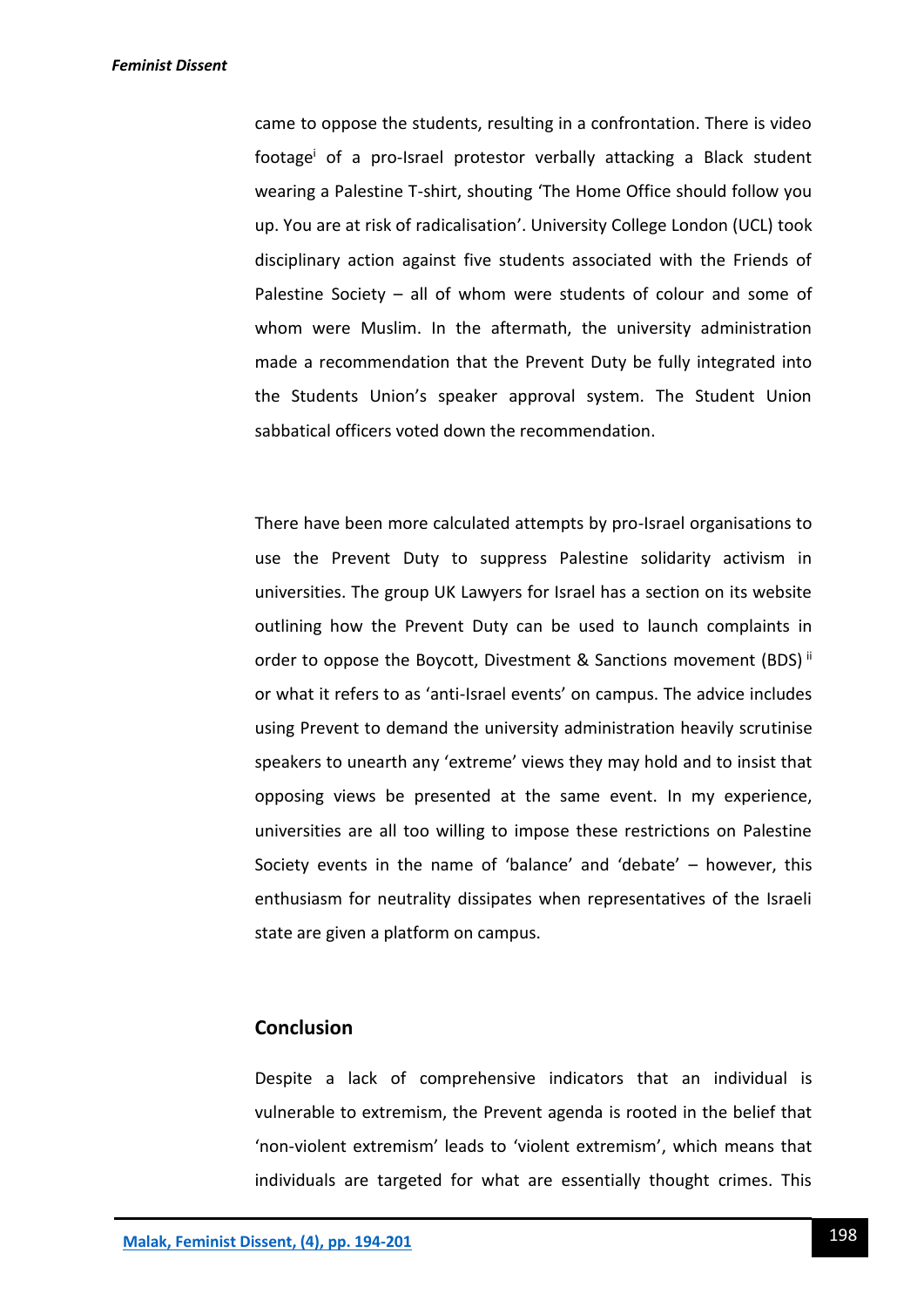came to oppose the students, resulting in a confrontation. There is video footage[i] of a pro-Israel protestor verbally attacking a Black student wearing a Palestine T-shirt, shouting 'The Home Office should follow you up. You are at risk of radicalisation'. University College London (UCL) took disciplinary action against five students associated with the Friends of Palestine Society – all of whom were students of colour and some of whom were Muslim. In the aftermath, the university administration made a recommendation that the Prevent Duty be fully integrated into the Students Union's speaker approval system. The Student Union sabbatical officers voted down the recommendation.

There have been more calculated attempts by pro-Israel organisations to use the Prevent Duty to suppress Palestine solidarity activism in universities. The group UK Lawyers for Israel has a section on its website outlining how the Prevent Duty can be used to launch complaints in order to oppose the Boycott, Divestment & Sanctions movement (BDS) [ii] or what it refers to as 'anti-Israel events' on campus. The advice includes using Prevent to demand the university administration heavily scrutinise speakers to unearth any 'extreme' views they may hold and to insist that opposing views be presented at the same event. In my experience, universities are all too willing to impose these restrictions on Palestine Society events in the name of 'balance' and 'debate' – however, this enthusiasm for neutrality dissipates when representatives of the Israeli state are given a platform on campus.

## Conclusion

Despite a lack of comprehensive indicators that an individual is vulnerable to extremism, the Prevent agenda is rooted in the belief that 'non-violent extremism' leads to 'violent extremism', which means that individuals are targeted for what are essentially thought crimes. This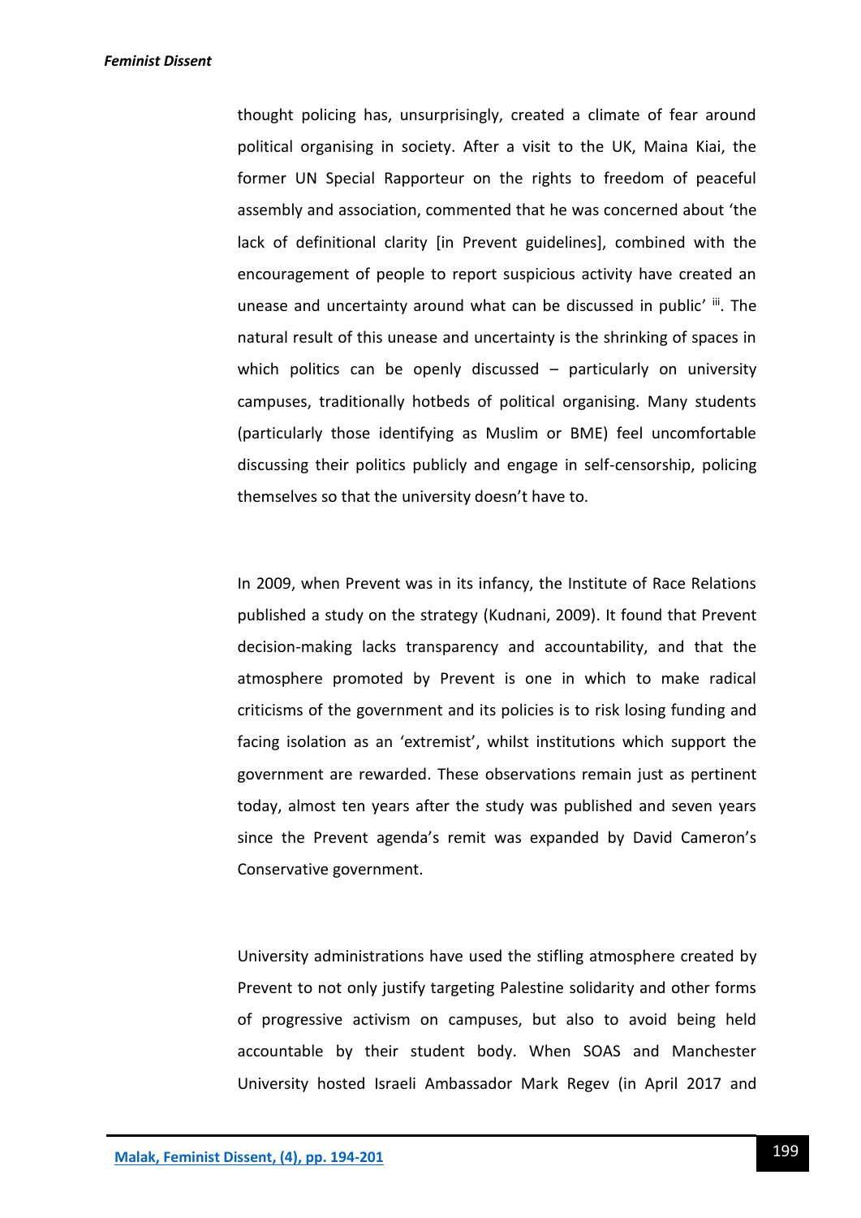thought policing has, unsurprisingly, created a climate of fear around political organising in society. After a visit to the UK, Maina Kiai, the former UN Special Rapporteur on the rights to freedom of peaceful assembly and association, commented that he was concerned about 'the lack of definitional clarity [in Prevent guidelines], combined with the encouragement of people to report suspicious activity have created an unease and uncertainty around what can be discussed in public' [iii]. The natural result of this unease and uncertainty is the shrinking of spaces in which politics can be openly discussed – particularly on university campuses, traditionally hotbeds of political organising. Many students (particularly those identifying as Muslim or BME) feel uncomfortable discussing their politics publicly and engage in self-censorship, policing themselves so that the university doesn't have to.

In 2009, when Prevent was in its infancy, the Institute of Race Relations published a study on the strategy (Kudnani, 2009). It found that Prevent decision-making lacks transparency and accountability, and that the atmosphere promoted by Prevent is one in which to make radical criticisms of the government and its policies is to risk losing funding and facing isolation as an 'extremist', whilst institutions which support the government are rewarded. These observations remain just as pertinent today, almost ten years after the study was published and seven years since the Prevent agenda's remit was expanded by David Cameron's Conservative government.

University administrations have used the stifling atmosphere created by Prevent to not only justify targeting Palestine solidarity and other forms of progressive activism on campuses, but also to avoid being held accountable by their student body. When SOAS and Manchester University hosted Israeli Ambassador Mark Regev (in April 2017 and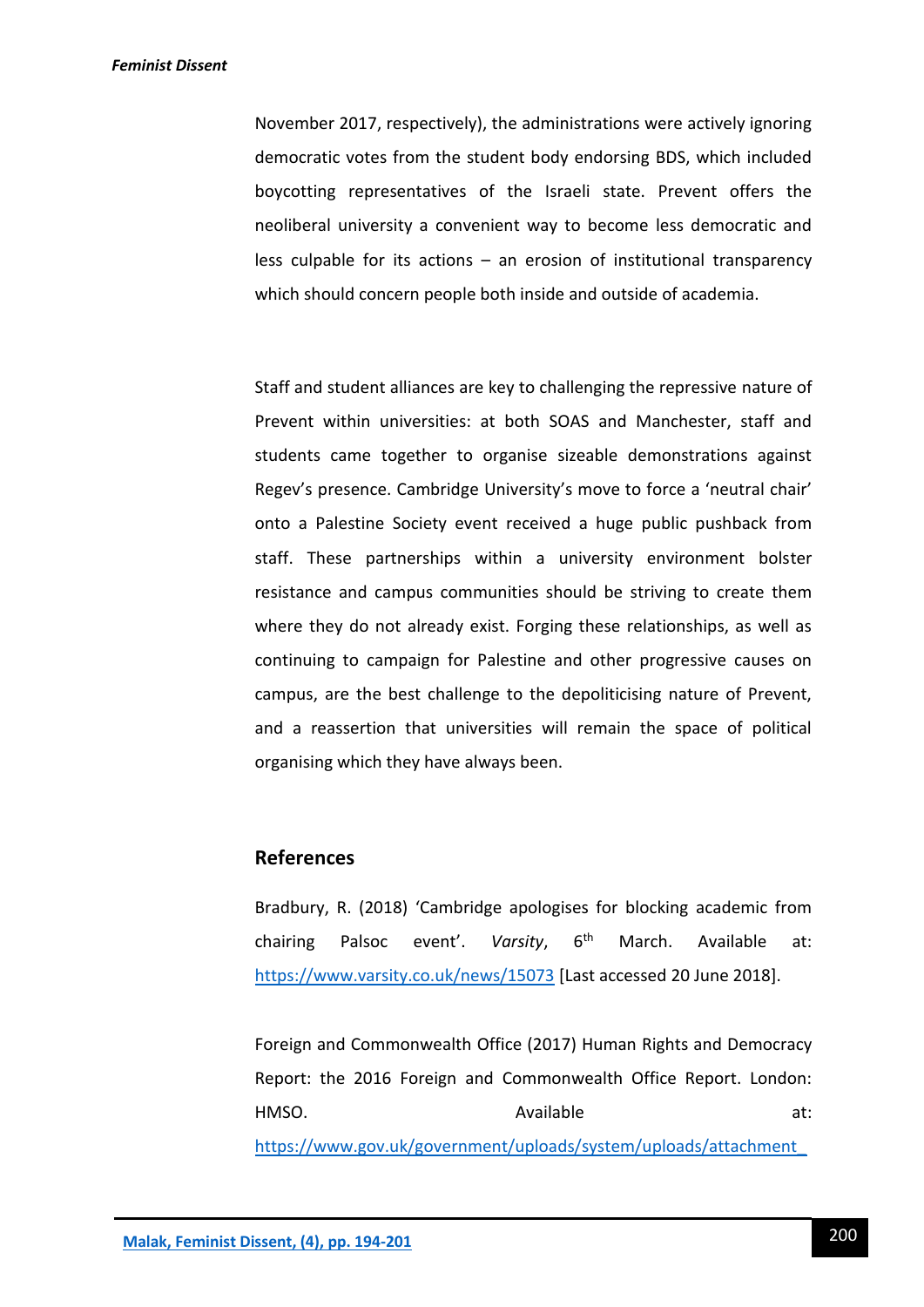November 2017, respectively), the administrations were actively ignoring democratic votes from the student body endorsing BDS, which included boycotting representatives of the Israeli state. Prevent offers the neoliberal university a convenient way to become less democratic and less culpable for its actions – an erosion of institutional transparency which should concern people both inside and outside of academia.

Staff and student alliances are key to challenging the repressive nature of Prevent within universities: at both SOAS and Manchester, staff and students came together to organise sizeable demonstrations against Regev's presence. Cambridge University's move to force a 'neutral chair' onto a Palestine Society event received a huge public pushback from staff. These partnerships within a university environment bolster resistance and campus communities should be striving to create them where they do not already exist. Forging these relationships, as well as continuing to campaign for Palestine and other progressive causes on campus, are the best challenge to the depoliticising nature of Prevent, and a reassertion that universities will remain the space of political organising which they have always been.

## References

Bradbury, R. (2018) 'Cambridge apologises for blocking academic from chairing Palsoc event'. *Varsity*, 6th March. Available at: https://www.varsity.co.uk/news/15073 [Last accessed 20 June 2018].

Foreign and Commonwealth Office (2017) Human Rights and Democracy Report: the 2016 Foreign and Commonwealth Office Report. London: HMSO. Available at: https://www.gov.uk/government/uploads/system/uploads/attachment_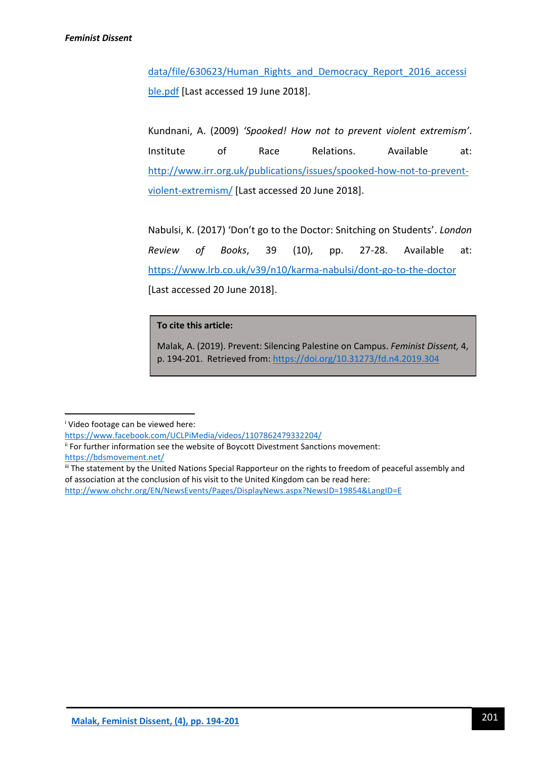data/file/630623/Human_Rights_and_Democracy_Report_2016_accessible.pdf [Last accessed 19 June 2018].

Kundnani, A. (2009) *'Spooked! How not to prevent violent extremism'*. Institute of Race Relations. Available at: http://www.irr.org.uk/publications/issues/spooked-how-not-to-prevent-violent-extremism/ [Last accessed 20 June 2018].

Nabulsi, K. (2017) 'Don't go to the Doctor: Snitching on Students'. *London Review of Books*, 39 (10), pp. 27-28. Available at: https://www.lrb.co.uk/v39/n10/karma-nabulsi/dont-go-to-the-doctor [Last accessed 20 June 2018].

**To cite this article:**

Malak, A. (2019). Prevent: Silencing Palestine on Campus. *Feminist Dissent,* 4, p. 194-201. Retrieved from: https://doi.org/10.31273/fd.n4.2019.304

---

[i] Video footage can be viewed here: https://www.facebook.com/UCLPiMedia/videos/1107862479332204/

[ii] For further information see the website of Boycott Divestment Sanctions movement: https://bdsmovement.net/

[iii] The statement by the United Nations Special Rapporteur on the rights to freedom of peaceful assembly and of association at the conclusion of his visit to the United Kingdom can be read here: http://www.ohchr.org/EN/NewsEvents/Pages/DisplayNews.aspx?NewsID=19854&LangID=E